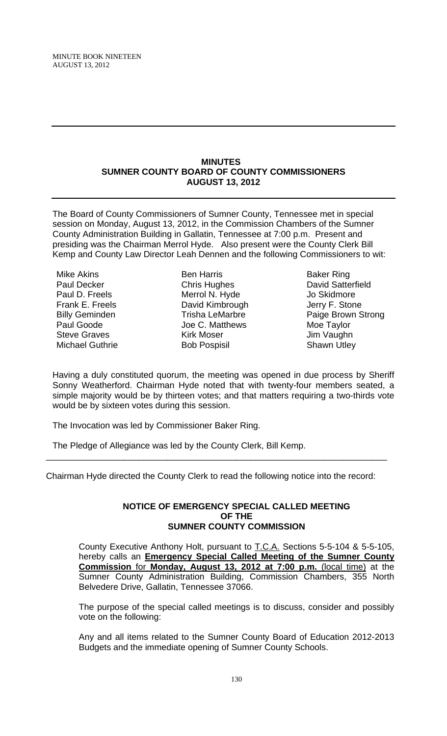# MINUTES
## SUMNER COUNTY BOARD OF COUNTY COMMISSIONERS
## AUGUST 13, 2012

The Board of County Commissioners of Sumner County, Tennessee met in special session on Monday, August 13, 2012, in the Commission Chambers of the Sumner County Administration Building in Gallatin, Tennessee at 7:00 p.m. Present and presiding was the Chairman Merrol Hyde. Also present were the County Clerk Bill Kemp and County Law Director Leah Dennen and the following Commissioners to wit:

| | | |
|---|---|---|
| Mike Akins | Ben Harris | Baker Ring |
| Paul Decker | Chris Hughes | David Satterfield |
| Paul D. Freels | Merrol N. Hyde | Jo Skidmore |
| Frank E. Freels | David Kimbrough | Jerry F. Stone |
| Billy Geminden | Trisha LeMarbre | Paige Brown Strong |
| Paul Goode | Joe C. Matthews | Moe Taylor |
| Steve Graves | Kirk Moser | Jim Vaughn |
| Michael Guthrie | Bob Pospisil | Shawn Utley |

Having a duly constituted quorum, the meeting was opened in due process by Sheriff Sonny Weatherford. Chairman Hyde noted that with twenty-four members seated, a simple majority would be by thirteen votes; and that matters requiring a two-thirds vote would be by sixteen votes during this session.

The Invocation was led by Commissioner Baker Ring.

The Pledge of Allegiance was led by the County Clerk, Bill Kemp.

---

Chairman Hyde directed the County Clerk to read the following notice into the record:

### NOTICE OF EMERGENCY SPECIAL CALLED MEETING OF THE SUMNER COUNTY COMMISSION

County Executive Anthony Holt, pursuant to T.C.A. Sections 5-5-104 & 5-5-105, hereby calls an **Emergency Special Called Meeting of the Sumner County Commission** for **Monday, August 13, 2012 at 7:00 p.m.** (local time) at the Sumner County Administration Building, Commission Chambers, 355 North Belvedere Drive, Gallatin, Tennessee 37066.

The purpose of the special called meetings is to discuss, consider and possibly vote on the following:

Any and all items related to the Sumner County Board of Education 2012-2013 Budgets and the immediate opening of Sumner County Schools.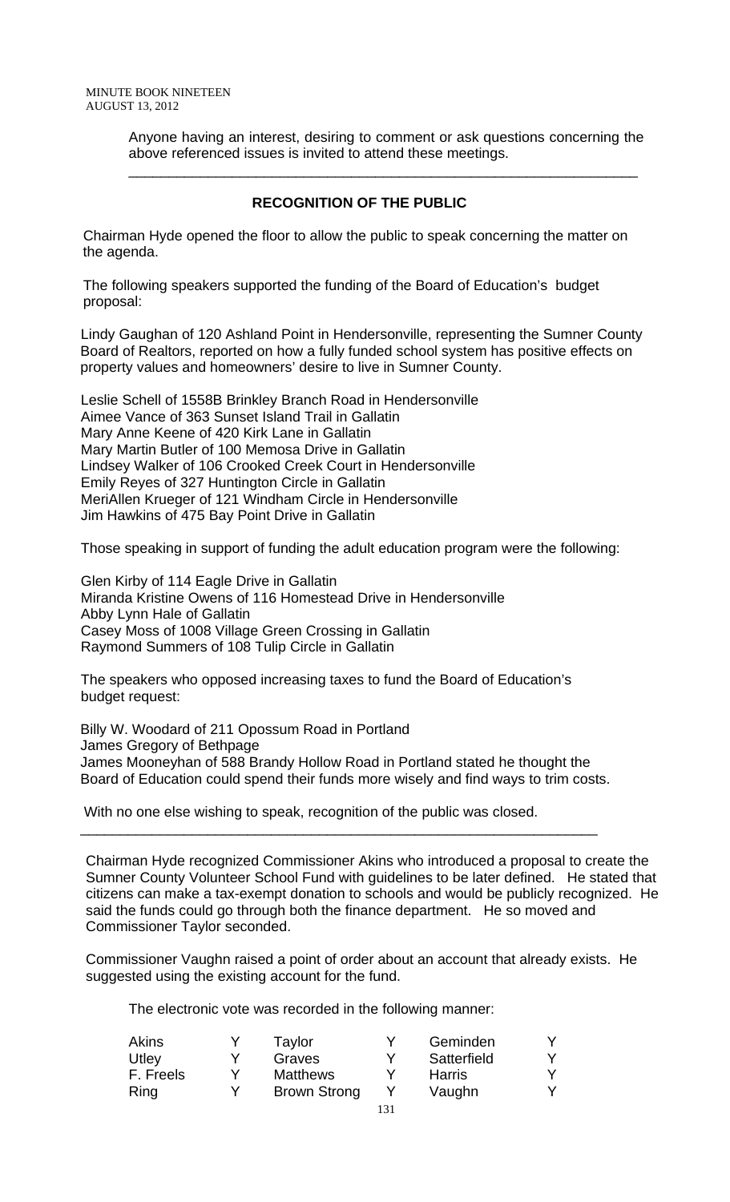Anyone having an interest, desiring to comment or ask questions concerning the above referenced issues is invited to attend these meetings.

---

**RECOGNITION OF THE PUBLIC**

Chairman Hyde opened the floor to allow the public to speak concerning the matter on the agenda.

The following speakers supported the funding of the Board of Education's budget proposal:

Lindy Gaughan of 120 Ashland Point in Hendersonville, representing the Sumner County Board of Realtors, reported on how a fully funded school system has positive effects on property values and homeowners' desire to live in Sumner County.

Leslie Schell of 1558B Brinkley Branch Road in Hendersonville
Aimee Vance of 363 Sunset Island Trail in Gallatin
Mary Anne Keene of 420 Kirk Lane in Gallatin
Mary Martin Butler of 100 Memosa Drive in Gallatin
Lindsey Walker of 106 Crooked Creek Court in Hendersonville
Emily Reyes of 327 Huntington Circle in Gallatin
MeriAllen Krueger of 121 Windham Circle in Hendersonville
Jim Hawkins of 475 Bay Point Drive in Gallatin

Those speaking in support of funding the adult education program were the following:

Glen Kirby of 114 Eagle Drive in Gallatin
Miranda Kristine Owens of 116 Homestead Drive in Hendersonville
Abby Lynn Hale of Gallatin
Casey Moss of 1008 Village Green Crossing in Gallatin
Raymond Summers of 108 Tulip Circle in Gallatin

The speakers who opposed increasing taxes to fund the Board of Education's budget request:

Billy W. Woodard of 211 Opossum Road in Portland
James Gregory of Bethpage
James Mooneyhan of 588 Brandy Hollow Road in Portland stated he thought the Board of Education could spend their funds more wisely and find ways to trim costs.

With no one else wishing to speak, recognition of the public was closed.

---

Chairman Hyde recognized Commissioner Akins who introduced a proposal to create the Sumner County Volunteer School Fund with guidelines to be later defined. He stated that citizens can make a tax-exempt donation to schools and would be publicly recognized. He said the funds could go through both the finance department. He so moved and Commissioner Taylor seconded.

Commissioner Vaughn raised a point of order about an account that already exists. He suggested using the existing account for the fund.

The electronic vote was recorded in the following manner:

| | | | | | |
|---|---|---|---|---|---|
| Akins | Y | Taylor | Y | Geminden | Y |
| Utley | Y | Graves | Y | Satterfield | Y |
| F. Freels | Y | Matthews | Y | Harris | Y |
| Ring | Y | Brown Strong | Y | Vaughn | Y |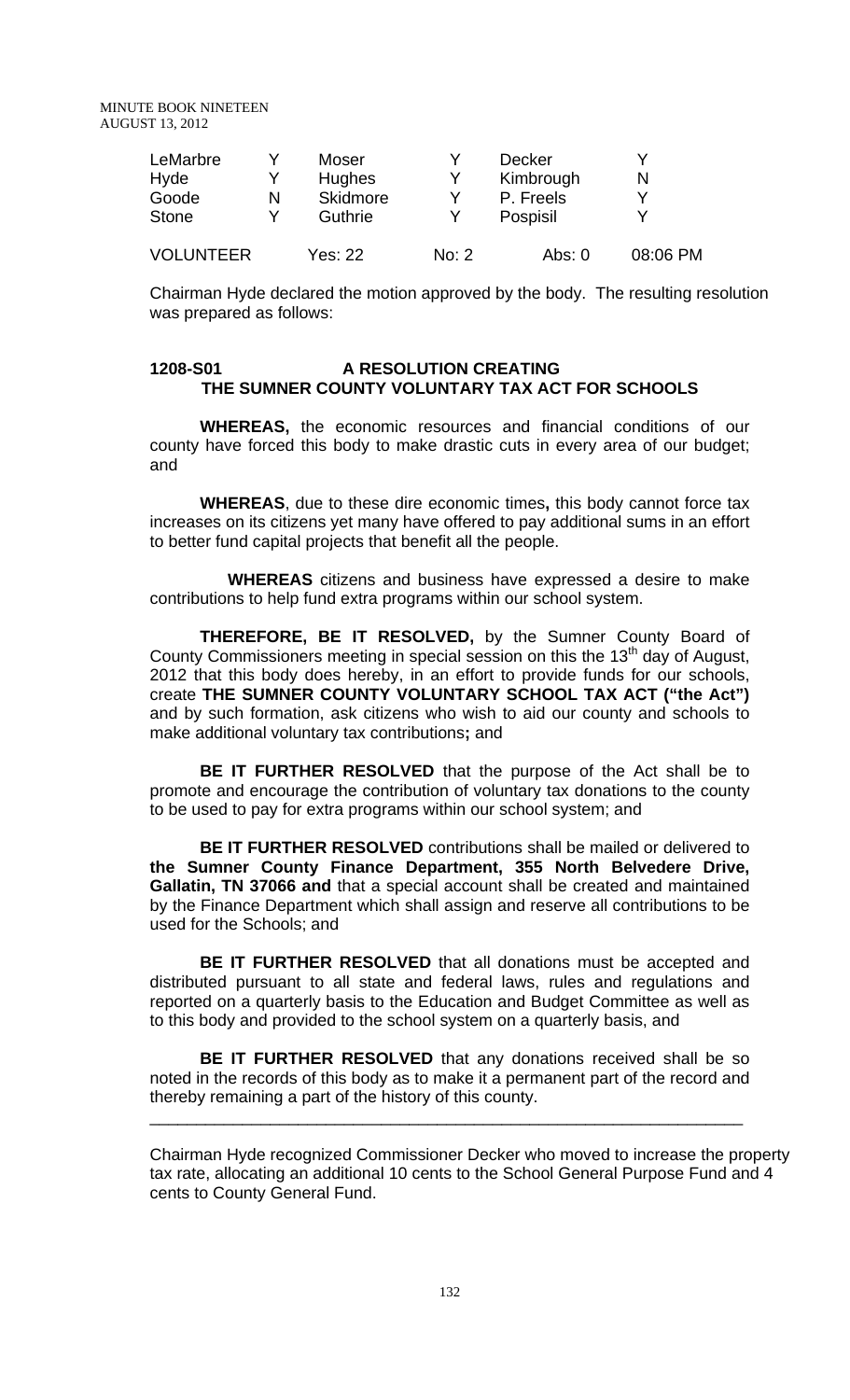| LeMarbre | Y | Moser | Y | Decker | Y |
|---|---|---|---|---|---|
| Hyde | Y | Hughes | Y | Kimbrough | N |
| Goode | N | Skidmore | Y | P. Freels | Y |
| Stone | Y | Guthrie | Y | Pospisil | Y |

VOLUNTEER Yes: 22 No: 2 Abs: 0 08:06 PM

Chairman Hyde declared the motion approved by the body. The resulting resolution was prepared as follows:

**1208-S01 A RESOLUTION CREATING THE SUMNER COUNTY VOLUNTARY TAX ACT FOR SCHOOLS**

**WHEREAS,** the economic resources and financial conditions of our county have forced this body to make drastic cuts in every area of our budget; and

**WHEREAS**, due to these dire economic times**,** this body cannot force tax increases on its citizens yet many have offered to pay additional sums in an effort to better fund capital projects that benefit all the people.

**WHEREAS** citizens and business have expressed a desire to make contributions to help fund extra programs within our school system.

**THEREFORE, BE IT RESOLVED,** by the Sumner County Board of County Commissioners meeting in special session on this the 13th day of August, 2012 that this body does hereby, in an effort to provide funds for our schools, create **THE SUMNER COUNTY VOLUNTARY SCHOOL TAX ACT ("the Act")** and by such formation, ask citizens who wish to aid our county and schools to make additional voluntary tax contributions**;** and

**BE IT FURTHER RESOLVED** that the purpose of the Act shall be to promote and encourage the contribution of voluntary tax donations to the county to be used to pay for extra programs within our school system; and

**BE IT FURTHER RESOLVED** contributions shall be mailed or delivered to **the Sumner County Finance Department, 355 North Belvedere Drive, Gallatin, TN 37066 and** that a special account shall be created and maintained by the Finance Department which shall assign and reserve all contributions to be used for the Schools; and

**BE IT FURTHER RESOLVED** that all donations must be accepted and distributed pursuant to all state and federal laws, rules and regulations and reported on a quarterly basis to the Education and Budget Committee as well as to this body and provided to the school system on a quarterly basis, and

**BE IT FURTHER RESOLVED** that any donations received shall be so noted in the records of this body as to make it a permanent part of the record and thereby remaining a part of the history of this county.

---

Chairman Hyde recognized Commissioner Decker who moved to increase the property tax rate, allocating an additional 10 cents to the School General Purpose Fund and 4 cents to County General Fund.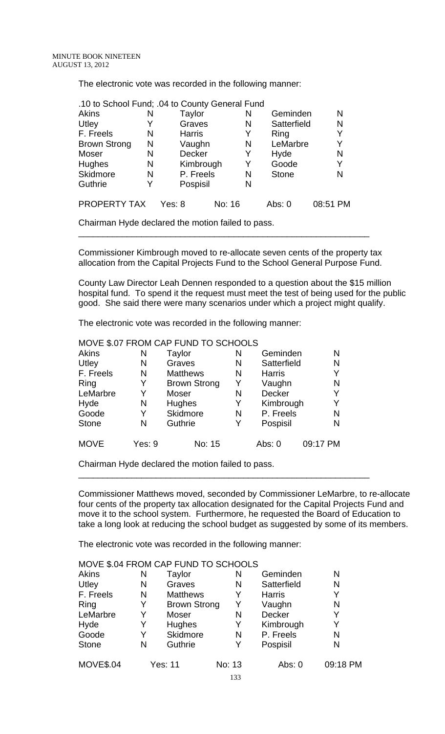The electronic vote was recorded in the following manner:

| .10 to School Fund; .04 to County General Fund | | | | | |
|---|---|---|---|---|---|
| Akins | N | Taylor | N | Geminden | N |
| Utley | Y | Graves | N | Satterfield | N |
| F. Freels | N | Harris | Y | Ring | Y |
| Brown Strong | N | Vaughn | N | LeMarbre | Y |
| Moser | N | Decker | Y | Hyde | N |
| Hughes | N | Kimbrough | Y | Goode | Y |
| Skidmore | N | P. Freels | N | Stone | N |
| Guthrie | Y | Pospisil | N | | |
| PROPERTY TAX | Yes: 8 | No: 16 | | Abs: 0 | 08:51 PM |

Chairman Hyde declared the motion failed to pass.

---

Commissioner Kimbrough moved to re-allocate seven cents of the property tax allocation from the Capital Projects Fund to the School General Purpose Fund.

County Law Director Leah Dennen responded to a question about the $15 million hospital fund. To spend it the request must meet the test of being used for the public good. She said there were many scenarios under which a project might qualify.

The electronic vote was recorded in the following manner:

| MOVE $.07 FROM CAP FUND TO SCHOOLS | | | | | |
|---|---|---|---|---|---|
| Akins | N | Taylor | N | Geminden | N |
| Utley | N | Graves | N | Satterfield | N |
| F. Freels | N | Matthews | N | Harris | Y |
| Ring | Y | Brown Strong | Y | Vaughn | N |
| LeMarbre | Y | Moser | N | Decker | Y |
| Hyde | N | Hughes | Y | Kimbrough | Y |
| Goode | Y | Skidmore | N | P. Freels | N |
| Stone | N | Guthrie | Y | Pospisil | N |
| MOVE | Yes: 9 | No: 15 | | Abs: 0 | 09:17 PM |

Chairman Hyde declared the motion failed to pass.

---

Commissioner Matthews moved, seconded by Commissioner LeMarbre, to re-allocate four cents of the property tax allocation designated for the Capital Projects Fund and move it to the school system. Furthermore, he requested the Board of Education to take a long look at reducing the school budget as suggested by some of its members.

The electronic vote was recorded in the following manner:

| MOVE $.04 FROM CAP FUND TO SCHOOLS | | | | | |
|---|---|---|---|---|---|
| Akins | N | Taylor | N | Geminden | N |
| Utley | N | Graves | N | Satterfield | N |
| F. Freels | N | Matthews | Y | Harris | Y |
| Ring | Y | Brown Strong | Y | Vaughn | N |
| LeMarbre | Y | Moser | N | Decker | Y |
| Hyde | Y | Hughes | Y | Kimbrough | Y |
| Goode | Y | Skidmore | N | P. Freels | N |
| Stone | N | Guthrie | Y | Pospisil | N |
| MOVE$.04 | Yes: 11 | No: 13 | | Abs: 0 | 09:18 PM |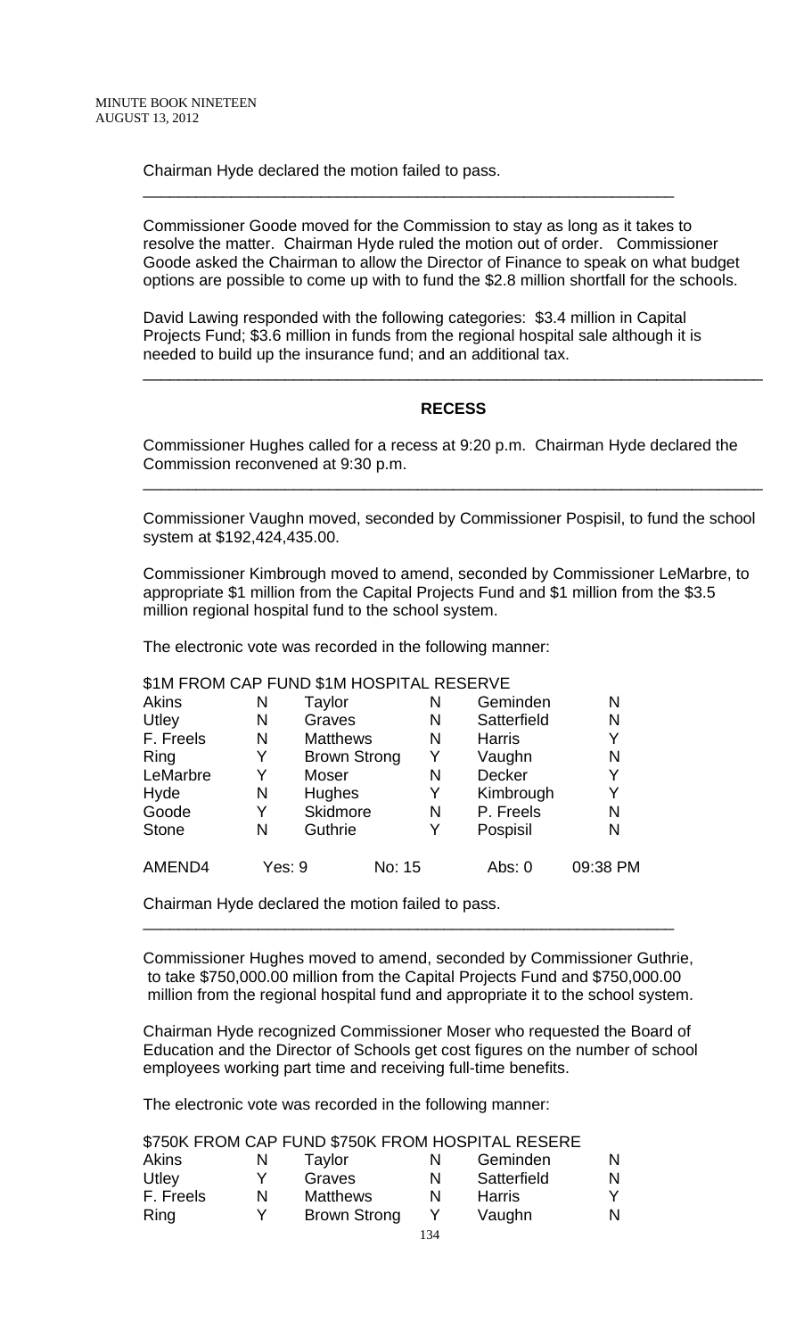Chairman Hyde declared the motion failed to pass.

---

Commissioner Goode moved for the Commission to stay as long as it takes to resolve the matter. Chairman Hyde ruled the motion out of order. Commissioner Goode asked the Chairman to allow the Director of Finance to speak on what budget options are possible to come up with to fund the $2.8 million shortfall for the schools.

David Lawing responded with the following categories: $3.4 million in Capital Projects Fund; $3.6 million in funds from the regional hospital sale although it is needed to build up the insurance fund; and an additional tax.

---

## RECESS

Commissioner Hughes called for a recess at 9:20 p.m. Chairman Hyde declared the Commission reconvened at 9:30 p.m.

---

Commissioner Vaughn moved, seconded by Commissioner Pospisil, to fund the school system at $192,424,435.00.

Commissioner Kimbrough moved to amend, seconded by Commissioner LeMarbre, to appropriate $1 million from the Capital Projects Fund and $1 million from the $3.5 million regional hospital fund to the school system.

The electronic vote was recorded in the following manner:

$1M FROM CAP FUND $1M HOSPITAL RESERVE

| | | | | | |
|---|---|---|---|---|---|
| Akins | N | Taylor | N | Geminden | N |
| Utley | N | Graves | N | Satterfield | N |
| F. Freels | N | Matthews | N | Harris | Y |
| Ring | Y | Brown Strong | Y | Vaughn | N |
| LeMarbre | Y | Moser | N | Decker | Y |
| Hyde | N | Hughes | Y | Kimbrough | Y |
| Goode | Y | Skidmore | N | P. Freels | N |
| Stone | N | Guthrie | Y | Pospisil | N |

AMEND4 Yes: 9 No: 15 Abs: 0 09:38 PM

Chairman Hyde declared the motion failed to pass.

---

Commissioner Hughes moved to amend, seconded by Commissioner Guthrie, to take $750,000.00 million from the Capital Projects Fund and $750,000.00 million from the regional hospital fund and appropriate it to the school system.

Chairman Hyde recognized Commissioner Moser who requested the Board of Education and the Director of Schools get cost figures on the number of school employees working part time and receiving full-time benefits.

The electronic vote was recorded in the following manner:

$750K FROM CAP FUND $750K FROM HOSPITAL RESERE

| | | | | | |
|---|---|---|---|---|---|
| Akins | N | Taylor | N | Geminden | N |
| Utley | Y | Graves | N | Satterfield | N |
| F. Freels | N | Matthews | N | Harris | Y |
| Ring | Y | Brown Strong | Y | Vaughn | N |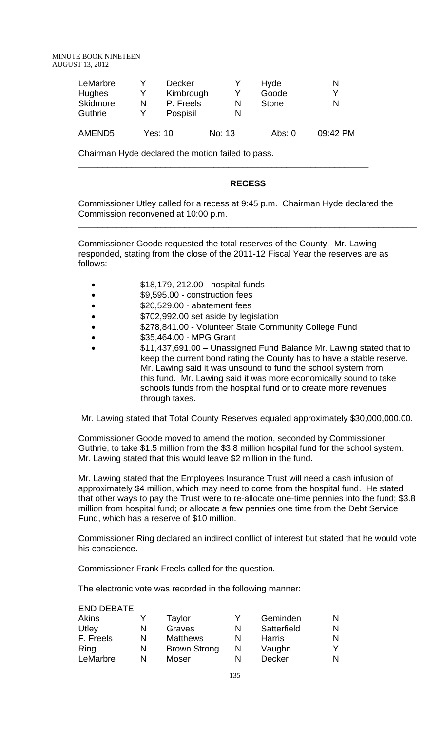| LeMarbre | Y | Decker | Y | Hyde | N |
|---|---|---|---|---|---|
| Hughes | Y | Kimbrough | Y | Goode | Y |
| Skidmore | N | P. Freels | N | Stone | N |
| Guthrie | Y | Pospisil | N | | |

| AMEND5 | Yes: 10 | No: 13 | Abs: 0 | 09:42 PM |
|---|---|---|---|---|

Chairman Hyde declared the motion failed to pass.

---

## RECESS

Commissioner Utley called for a recess at 9:45 p.m. Chairman Hyde declared the Commission reconvened at 10:00 p.m.

---

Commissioner Goode requested the total reserves of the County. Mr. Lawing responded, stating from the close of the 2011-12 Fiscal Year the reserves are as follows:

- $18,179, 212.00 - hospital funds
- $9,595.00 - construction fees
- $20,529.00 - abatement fees
- $702,992.00 set aside by legislation
- $278,841.00 - Volunteer State Community College Fund
- $35,464.00 - MPG Grant
- $11,437,691.00 – Unassigned Fund Balance Mr. Lawing stated that to keep the current bond rating the County has to have a stable reserve. Mr. Lawing said it was unsound to fund the school system from this fund. Mr. Lawing said it was more economically sound to take schools funds from the hospital fund or to create more revenues through taxes.

Mr. Lawing stated that Total County Reserves equaled approximately $30,000,000.00.

Commissioner Goode moved to amend the motion, seconded by Commissioner Guthrie, to take $1.5 million from the $3.8 million hospital fund for the school system. Mr. Lawing stated that this would leave $2 million in the fund.

Mr. Lawing stated that the Employees Insurance Trust will need a cash infusion of approximately $4 million, which may need to come from the hospital fund. He stated that other ways to pay the Trust were to re-allocate one-time pennies into the fund; $3.8 million from hospital fund; or allocate a few pennies one time from the Debt Service Fund, which has a reserve of $10 million.

Commissioner Ring declared an indirect conflict of interest but stated that he would vote his conscience.

Commissioner Frank Freels called for the question.

The electronic vote was recorded in the following manner:

END DEBATE

| Akins | Y | Taylor | Y | Geminden | N |
|---|---|---|---|---|---|
| Utley | N | Graves | N | Satterfield | N |
| F. Freels | N | Matthews | N | Harris | N |
| Ring | N | Brown Strong | N | Vaughn | Y |
| LeMarbre | N | Moser | N | Decker | N |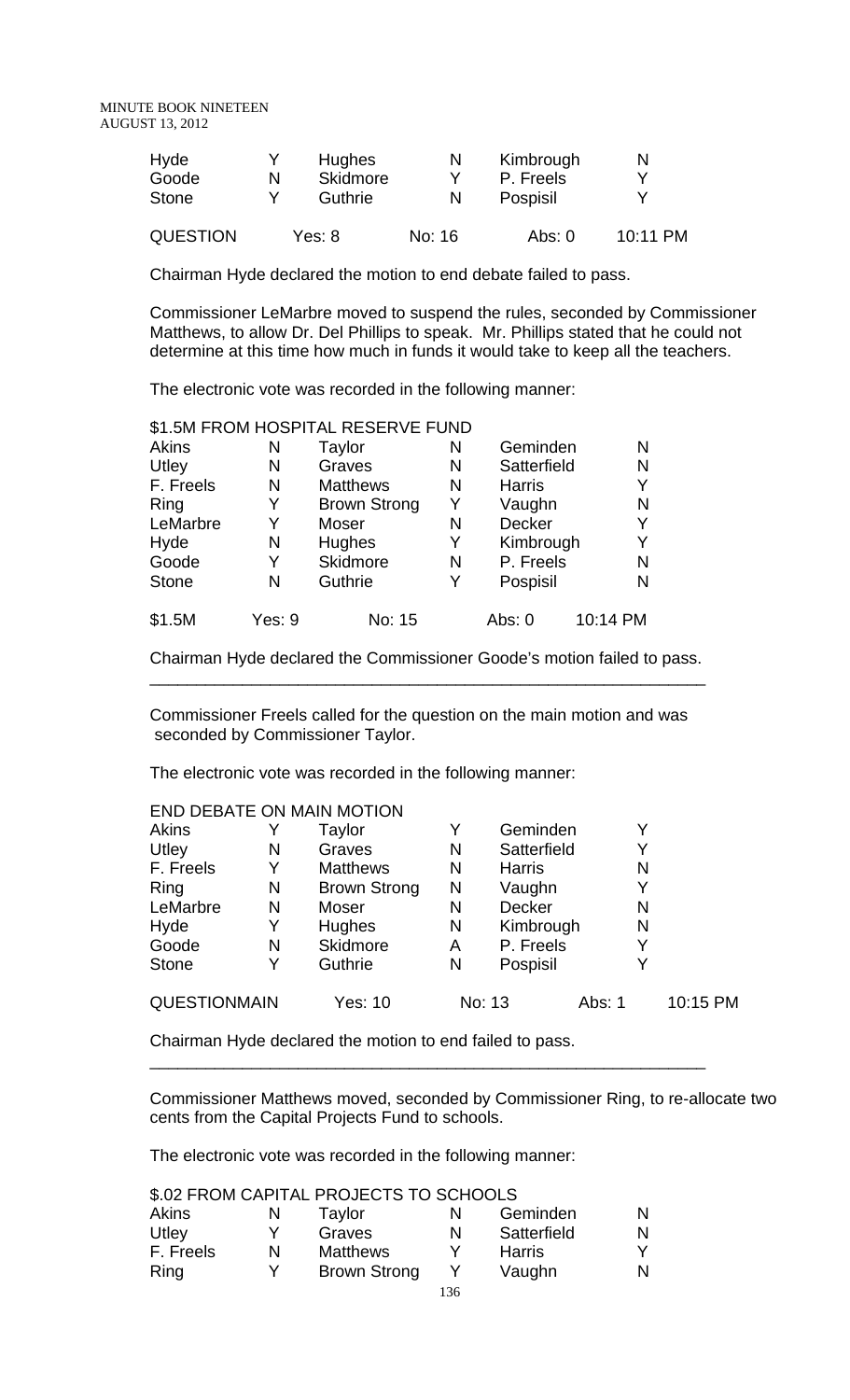| | | | | | |
|---|---|---|---|---|---|
| Hyde | Y | Hughes | N | Kimbrough | N |
| Goode | N | Skidmore | Y | P. Freels | Y |
| Stone | Y | Guthrie | N | Pospisil | Y |

QUESTION Yes: 8 No: 16 Abs: 0 10:11 PM

Chairman Hyde declared the motion to end debate failed to pass.

Commissioner LeMarbre moved to suspend the rules, seconded by Commissioner Matthews, to allow Dr. Del Phillips to speak. Mr. Phillips stated that he could not determine at this time how much in funds it would take to keep all the teachers.

The electronic vote was recorded in the following manner:

$1.5M FROM HOSPITAL RESERVE FUND

| | | | | | |
|---|---|---|---|---|---|
| Akins | N | Taylor | N | Geminden | N |
| Utley | N | Graves | N | Satterfield | N |
| F. Freels | N | Matthews | N | Harris | Y |
| Ring | Y | Brown Strong | Y | Vaughn | N |
| LeMarbre | Y | Moser | N | Decker | Y |
| Hyde | N | Hughes | Y | Kimbrough | Y |
| Goode | Y | Skidmore | N | P. Freels | N |
| Stone | N | Guthrie | Y | Pospisil | N |

$1.5M Yes: 9 No: 15 Abs: 0 10:14 PM

Chairman Hyde declared the Commissioner Goode's motion failed to pass.

---

Commissioner Freels called for the question on the main motion and was seconded by Commissioner Taylor.

The electronic vote was recorded in the following manner:

END DEBATE ON MAIN MOTION

| | | | | | |
|---|---|---|---|---|---|
| Akins | Y | Taylor | Y | Geminden | Y |
| Utley | N | Graves | N | Satterfield | Y |
| F. Freels | Y | Matthews | N | Harris | N |
| Ring | N | Brown Strong | N | Vaughn | Y |
| LeMarbre | N | Moser | N | Decker | N |
| Hyde | Y | Hughes | N | Kimbrough | N |
| Goode | N | Skidmore | A | P. Freels | Y |
| Stone | Y | Guthrie | N | Pospisil | Y |

QUESTIONMAIN Yes: 10 No: 13 Abs: 1 10:15 PM

Chairman Hyde declared the motion to end failed to pass.

---

Commissioner Matthews moved, seconded by Commissioner Ring, to re-allocate two cents from the Capital Projects Fund to schools.

The electronic vote was recorded in the following manner:

$.02 FROM CAPITAL PROJECTS TO SCHOOLS

| | | | | | |
|---|---|---|---|---|---|
| Akins | N | Taylor | N | Geminden | N |
| Utley | Y | Graves | N | Satterfield | N |
| F. Freels | N | Matthews | Y | Harris | Y |
| Ring | Y | Brown Strong | Y | Vaughn | N |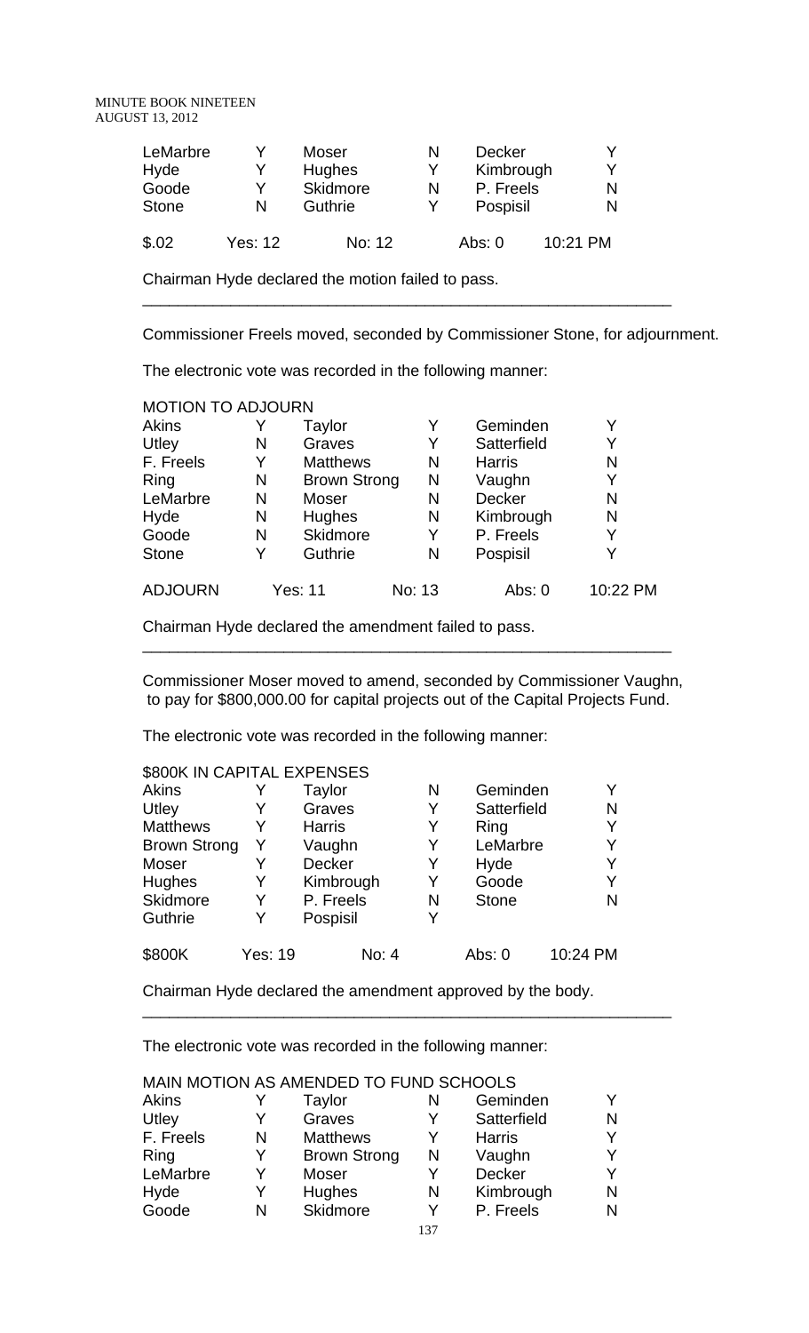| | | | | | |
|---|---|---|---|---|---|
| LeMarbre | Y | Moser | N | Decker | Y |
| Hyde | Y | Hughes | Y | Kimbrough | Y |
| Goode | Y | Skidmore | N | P. Freels | N |
| Stone | N | Guthrie | Y | Pospisil | N |
| $.02 | Yes: 12 | No: 12 | | Abs: 0 | 10:21 PM |

Chairman Hyde declared the motion failed to pass.

---

Commissioner Freels moved, seconded by Commissioner Stone, for adjournment.

The electronic vote was recorded in the following manner:

| MOTION TO ADJOURN | | | | | |
|---|---|---|---|---|---|
| Akins | Y | Taylor | Y | Geminden | Y |
| Utley | N | Graves | Y | Satterfield | Y |
| F. Freels | Y | Matthews | N | Harris | N |
| Ring | N | Brown Strong | N | Vaughn | Y |
| LeMarbre | N | Moser | N | Decker | N |
| Hyde | N | Hughes | N | Kimbrough | N |
| Goode | N | Skidmore | Y | P. Freels | Y |
| Stone | Y | Guthrie | N | Pospisil | Y |
| ADJOURN | Yes: 11 | | No: 13 | Abs: 0 | 10:22 PM |

Chairman Hyde declared the amendment failed to pass.

---

Commissioner Moser moved to amend, seconded by Commissioner Vaughn, to pay for $800,000.00 for capital projects out of the Capital Projects Fund.

The electronic vote was recorded in the following manner:

| $800K IN CAPITAL EXPENSES | | | | | |
|---|---|---|---|---|---|
| Akins | Y | Taylor | N | Geminden | Y |
| Utley | Y | Graves | Y | Satterfield | N |
| Matthews | Y | Harris | Y | Ring | Y |
| Brown Strong | Y | Vaughn | Y | LeMarbre | Y |
| Moser | Y | Decker | Y | Hyde | Y |
| Hughes | Y | Kimbrough | Y | Goode | Y |
| Skidmore | Y | P. Freels | N | Stone | N |
| Guthrie | Y | Pospisil | Y | | |
| $800K | Yes: 19 | No: 4 | | Abs: 0 | 10:24 PM |

Chairman Hyde declared the amendment approved by the body.

---

The electronic vote was recorded in the following manner:

| MAIN MOTION AS AMENDED TO FUND SCHOOLS | | | | | |
|---|---|---|---|---|---|
| Akins | Y | Taylor | N | Geminden | Y |
| Utley | Y | Graves | Y | Satterfield | N |
| F. Freels | N | Matthews | Y | Harris | Y |
| Ring | Y | Brown Strong | N | Vaughn | Y |
| LeMarbre | Y | Moser | Y | Decker | Y |
| Hyde | Y | Hughes | N | Kimbrough | N |
| Goode | N | Skidmore | Y | P. Freels | N |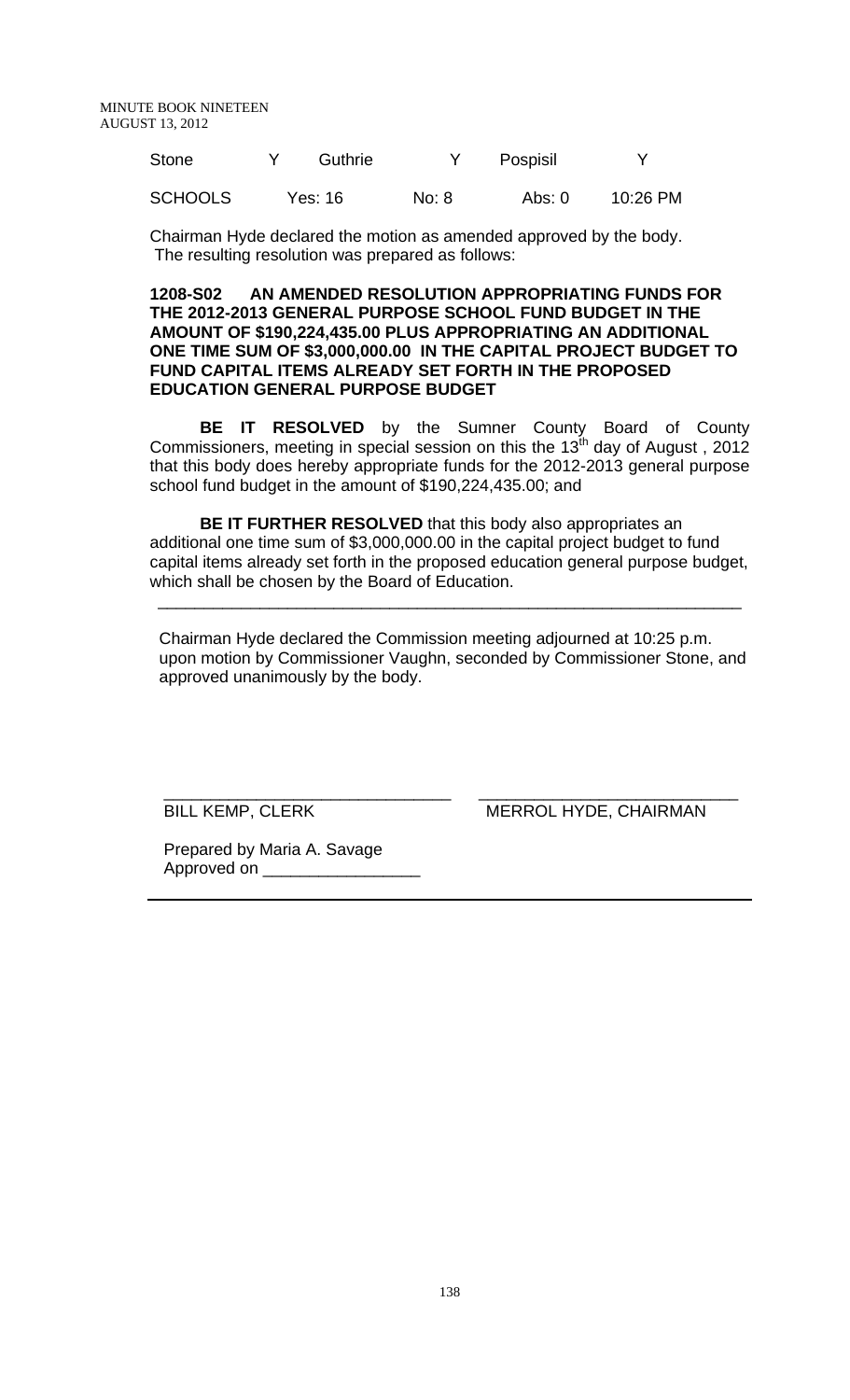| | | | | | |
|---|---|---|---|---|---|
| Stone | Y | Guthrie | Y | Pospisil | Y |

| | | | | |
|---|---|---|---|---|
| SCHOOLS | Yes: 16 | No: 8 | Abs: 0 | 10:26 PM |

Chairman Hyde declared the motion as amended approved by the body. The resulting resolution was prepared as follows:

**1208-S02 AN AMENDED RESOLUTION APPROPRIATING FUNDS FOR THE 2012-2013 GENERAL PURPOSE SCHOOL FUND BUDGET IN THE AMOUNT OF $190,224,435.00 PLUS APPROPRIATING AN ADDITIONAL ONE TIME SUM OF $3,000,000.00 IN THE CAPITAL PROJECT BUDGET TO FUND CAPITAL ITEMS ALREADY SET FORTH IN THE PROPOSED EDUCATION GENERAL PURPOSE BUDGET**

**BE IT RESOLVED** by the Sumner County Board of County Commissioners, meeting in special session on this the 13th day of August , 2012 that this body does hereby appropriate funds for the 2012-2013 general purpose school fund budget in the amount of $190,224,435.00; and

**BE IT FURTHER RESOLVED** that this body also appropriates an additional one time sum of $3,000,000.00 in the capital project budget to fund capital items already set forth in the proposed education general purpose budget, which shall be chosen by the Board of Education.

---

Chairman Hyde declared the Commission meeting adjourned at 10:25 p.m. upon motion by Commissioner Vaughn, seconded by Commissioner Stone, and approved unanimously by the body.

\_\_\_\_\_\_\_\_\_\_\_\_\_\_\_\_\_\_\_\_\_\_\_\_\_\_\_\_\_\_ \_\_\_\_\_\_\_\_\_\_\_\_\_\_\_\_\_\_\_\_\_\_\_\_\_\_\_\_\_\_

BILL KEMP, CLERK MERROL HYDE, CHAIRMAN

Prepared by Maria A. Savage
Approved on \_\_\_\_\_\_\_\_\_\_\_\_\_\_\_\_